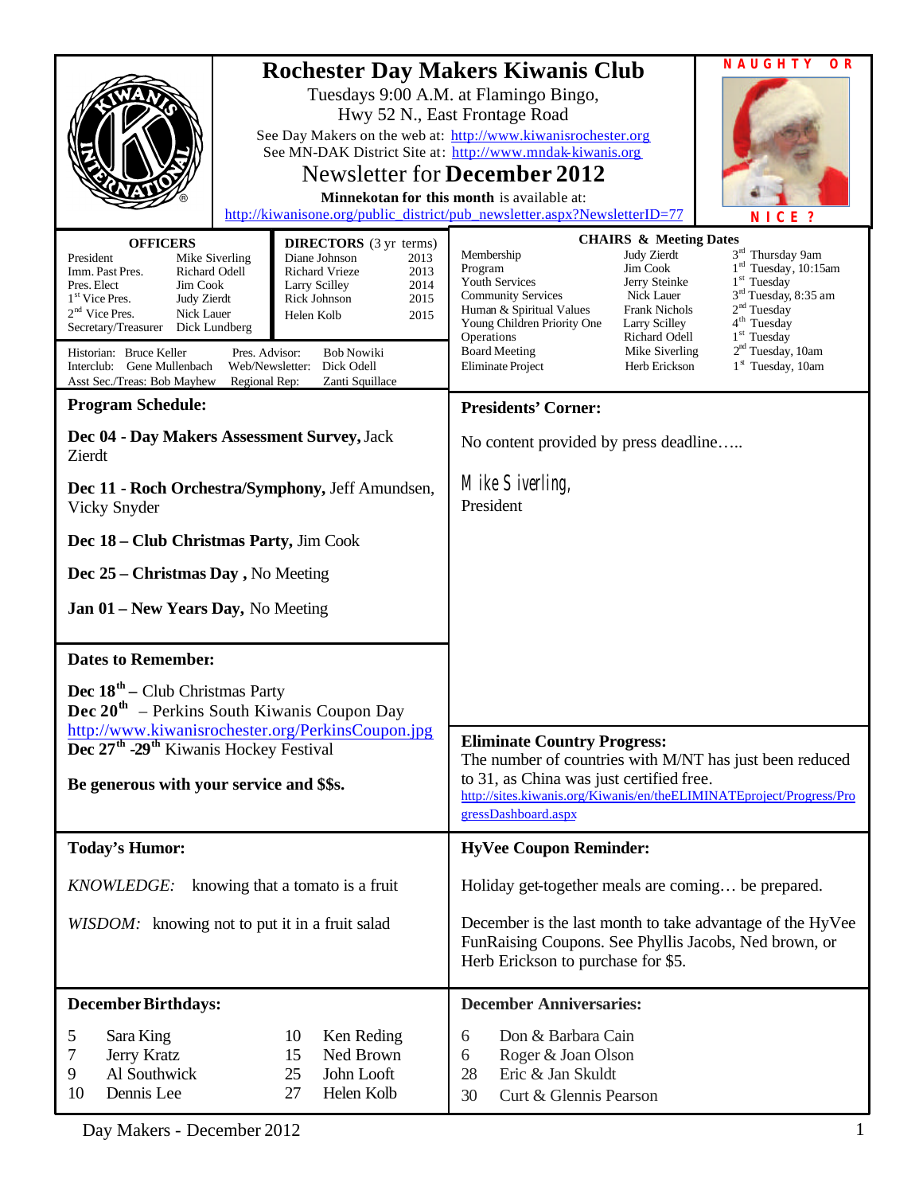# Rochester Day Makers Kiwanis Club

Tuesdays 9:00 A.M. at Flamingo Bingo,
Hwy 52 N., East Frontage Road

See Day Makers on the web at: http://www.kiwanisrochester.org
See MN-DAK District Site at: http://www.mndak-kiwanis.org

## Newsletter for December 2012

**Minnekotan for this month** is available at:
http://kiwanisone.org/public_district/pub_newsletter.aspx?NewsletterID=77

NAUGHTY OR NICE ?

| OFFICERS | |
|---|---|
| President | Mike Siverling |
| Imm. Past Pres. | Richard Odell |
| Pres. Elect | Jim Cook |
| 1st Vice Pres. | Judy Zierdt |
| 2nd Vice Pres. | Nick Lauer |
| Secretary/Treasurer | Dick Lundberg |

| DIRECTORS (3 yr terms) | |
|---|---|
| Diane Johnson | 2013 |
| Richard Vrieze | 2013 |
| Larry Scilley | 2014 |
| Rick Johnson | 2015 |
| Helen Kolb | 2015 |

Historian: Bruce Keller
Interclub: Gene Mullenbach
Asst Sec./Treas: Bob Mayhew
Pres. Advisor: Bob Nowiki
Web/Newsletter: Dick Odell
Regional Rep: Zanti Squillace

| CHAIRS & Meeting Dates | | |
|---|---|---|
| Membership | Judy Zierdt | 3rd Thursday 9am |
| Program | Jim Cook | 1st Tuesday, 10:15am |
| Youth Services | Jerry Steinke | 1st Tuesday |
| Community Services | Nick Lauer | 3rd Tuesday, 8:35 am |
| Human & Spiritual Values | Frank Nichols | 2nd Tuesday |
| Young Children Priority One | Larry Scilley | 4th Tuesday |
| Operations | Richard Odell | 1st Tuesday |
| Board Meeting | Mike Siverling | 2nd Tuesday, 10am |
| Eliminate Project | Herb Erickson | 1st Tuesday, 10am |

## Program Schedule:

**Dec 04 - Day Makers Assessment Survey,** Jack Zierdt

**Dec 11 - Roch Orchestra/Symphony,** Jeff Amundsen, Vicky Snyder

**Dec 18 – Club Christmas Party,** Jim Cook

**Dec 25 – Christmas Day ,** No Meeting

**Jan 01 – New Years Day,** No Meeting

## Dates to Remember:

**Dec 18th –** Club Christmas Party
**Dec 20th** – Perkins South Kiwanis Coupon Day
http://www.kiwanisrochester.org/PerkinsCoupon.jpg
**Dec 27th -29th** Kiwanis Hockey Festival

**Be generous with your service and $$s.**

## Presidents' Corner:

No content provided by press deadline…..

Mike Siverling,
President

## Eliminate Country Progress:

The number of countries with M/NT has just been reduced to 31, as China was just certified free.
http://sites.kiwanis.org/Kiwanis/en/theELIMINATEproject/Progress/ProgressDashboard.aspx

## Today's Humor:

*KNOWLEDGE:* knowing that a tomato is a fruit

*WISDOM:* knowing not to put it in a fruit salad

## HyVee Coupon Reminder:

Holiday get-together meals are coming… be prepared.

December is the last month to take advantage of the HyVee FunRaising Coupons. See Phyllis Jacobs, Ned brown, or Herb Erickson to purchase for $5.

## December Birthdays:

| | | | |
|---|---|---|---|
| 5 | Sara King | 10 | Ken Reding |
| 7 | Jerry Kratz | 15 | Ned Brown |
| 9 | Al Southwick | 25 | John Looft |
| 10 | Dennis Lee | 27 | Helen Kolb |

## December Anniversaries:

| | |
|---|---|
| 6 | Don & Barbara Cain |
| 6 | Roger & Joan Olson |
| 28 | Eric & Jan Skuldt |
| 30 | Curt & Glennis Pearson |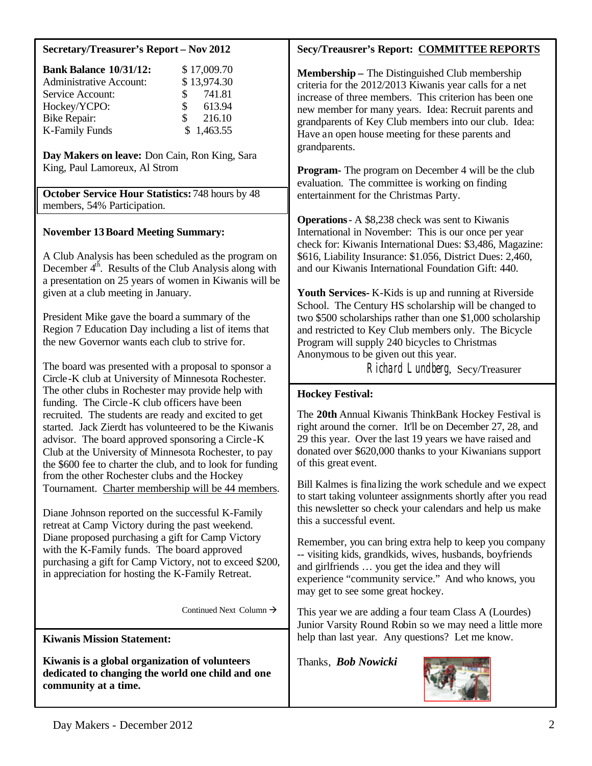## Secretary/Treasurer's Report – Nov 2012

| | |
|---|---|
| **Bank Balance 10/31/12:** | $ 17,009.70 |
| Administrative Account: | $ 13,974.30 |
| Service Account: | $ 741.81 |
| Hockey/YCPO: | $ 613.94 |
| Bike Repair: | $ 216.10 |
| K-Family Funds | $ 1,463.55 |

**Day Makers on leave:** Don Cain, Ron King, Sara King, Paul Lamoreux, Al Strom

**October Service Hour Statistics:** 748 hours by 48 members, 54% Participation.

**November 13 Board Meeting Summary:**

A Club Analysis has been scheduled as the program on December 4th. Results of the Club Analysis along with a presentation on 25 years of women in Kiwanis will be given at a club meeting in January.

President Mike gave the board a summary of the Region 7 Education Day including a list of items that the new Governor wants each club to strive for.

The board was presented with a proposal to sponsor a Circle-K club at University of Minnesota Rochester. The other clubs in Rochester may provide help with funding. The Circle-K club officers have been recruited. The students are ready and excited to get started. Jack Zierdt has volunteered to be the Kiwanis advisor. The board approved sponsoring a Circle-K Club at the University of Minnesota Rochester, to pay the $600 fee to charter the club, and to look for funding from the other Rochester clubs and the Hockey Tournament. Charter membership will be 44 members.

Diane Johnson reported on the successful K-Family retreat at Camp Victory during the past weekend. Diane proposed purchasing a gift for Camp Victory with the K-Family funds. The board approved purchasing a gift for Camp Victory, not to exceed $200, in appreciation for hosting the K-Family Retreat.

Continued Next Column →

## Secy/Treausrer's Report: COMMITTEE REPORTS

**Membership –** The Distinguished Club membership criteria for the 2012/2013 Kiwanis year calls for a net increase of three members. This criterion has been one new member for many years. Idea: Recruit parents and grandparents of Key Club members into our club. Idea: Have an open house meeting for these parents and grandparents.

**Program-** The program on December 4 will be the club evaluation. The committee is working on finding entertainment for the Christmas Party.

**Operations**- A $8,238 check was sent to Kiwanis International in November: This is our once per year check for: Kiwanis International Dues: $3,486, Magazine: $616, Liability Insurance: $1.056, District Dues: 2,460, and our Kiwanis International Foundation Gift: 440.

**Youth Services-** K-Kids is up and running at Riverside School. The Century HS scholarship will be changed to two $500 scholarships rather than one $1,000 scholarship and restricted to Key Club members only. The Bicycle Program will supply 240 bicycles to Christmas Anonymous to be given out this year.

Richard Lundberg, Secy/Treasurer

## Hockey Festival:

The **20th** Annual Kiwanis ThinkBank Hockey Festival is right around the corner. It'll be on December 27, 28, and 29 this year. Over the last 19 years we have raised and donated over $620,000 thanks to your Kiwanians support of this great event.

Bill Kalmes is finalizing the work schedule and we expect to start taking volunteer assignments shortly after you read this newsletter so check your calendars and help us make this a successful event.

Remember, you can bring extra help to keep you company -- visiting kids, grandkids, wives, husbands, boyfriends and girlfriends … you get the idea and they will experience "community service." And who knows, you may get to see some great hockey.

This year we are adding a four team Class A (Lourdes) Junior Varsity Round Robin so we may need a little more help than last year. Any questions? Let me know.

Thanks, ***Bob Nowicki***

## Kiwanis Mission Statement:

**Kiwanis is a global organization of volunteers dedicated to changing the world one child and one community at a time.**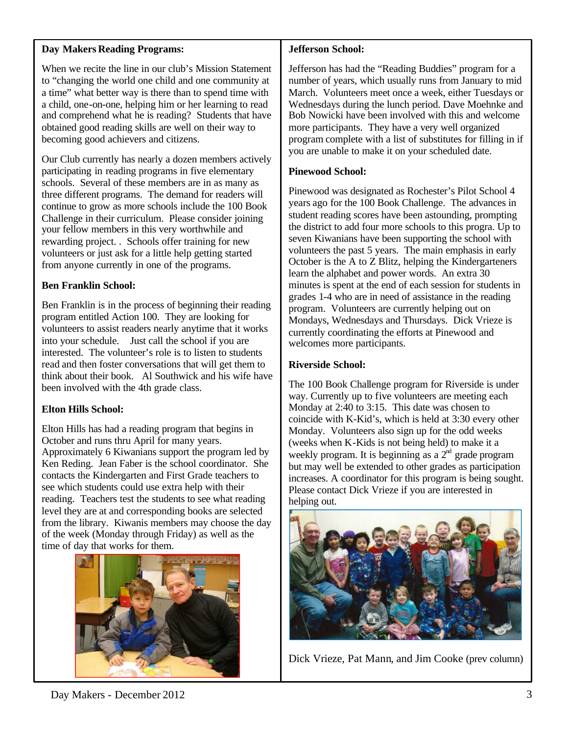### Day Makers Reading Programs:

When we recite the line in our club's Mission Statement to "changing the world one child and one community at a time" what better way is there than to spend time with a child, one-on-one, helping him or her learning to read and comprehend what he is reading? Students that have obtained good reading skills are well on their way to becoming good achievers and citizens.

Our Club currently has nearly a dozen members actively participating in reading programs in five elementary schools. Several of these members are in as many as three different programs. The demand for readers will continue to grow as more schools include the 100 Book Challenge in their curriculum. Please consider joining your fellow members in this very worthwhile and rewarding project. . Schools offer training for new volunteers or just ask for a little help getting started from anyone currently in one of the programs.

### Ben Franklin School:

Ben Franklin is in the process of beginning their reading program entitled Action 100. They are looking for volunteers to assist readers nearly anytime that it works into your schedule. Just call the school if you are interested. The volunteer's role is to listen to students read and then foster conversations that will get them to think about their book. Al Southwick and his wife have been involved with the 4th grade class.

### Elton Hills School:

Elton Hills has had a reading program that begins in October and runs thru April for many years. Approximately 6 Kiwanians support the program led by Ken Reding. Jean Faber is the school coordinator. She contacts the Kindergarten and First Grade teachers to see which students could use extra help with their reading. Teachers test the students to see what reading level they are at and corresponding books are selected from the library. Kiwanis members may choose the day of the week (Monday through Friday) as well as the time of day that works for them.

### Jefferson School:

Jefferson has had the "Reading Buddies" program for a number of years, which usually runs from January to mid March. Volunteers meet once a week, either Tuesdays or Wednesdays during the lunch period. Dave Moehnke and Bob Nowicki have been involved with this and welcome more participants. They have a very well organized program complete with a list of substitutes for filling in if you are unable to make it on your scheduled date.

### Pinewood School:

Pinewood was designated as Rochester's Pilot School 4 years ago for the 100 Book Challenge. The advances in student reading scores have been astounding, prompting the district to add four more schools to this progra. Up to seven Kiwanians have been supporting the school with volunteers the past 5 years. The main emphasis in early October is the A to Z Blitz, helping the Kindergarteners learn the alphabet and power words. An extra 30 minutes is spent at the end of each session for students in grades 1-4 who are in need of assistance in the reading program. Volunteers are currently helping out on Mondays, Wednesdays and Thursdays. Dick Vrieze is currently coordinating the efforts at Pinewood and welcomes more participants.

### Riverside School:

The 100 Book Challenge program for Riverside is under way. Currently up to five volunteers are meeting each Monday at 2:40 to 3:15. This date was chosen to coincide with K-Kid's, which is held at 3:30 every other Monday. Volunteers also sign up for the odd weeks (weeks when K-Kids is not being held) to make it a weekly program. It is beginning as a 2nd grade program but may well be extended to other grades as participation increases. A coordinator for this program is being sought. Please contact Dick Vrieze if you are interested in helping out.

Dick Vrieze, Pat Mann, and Jim Cooke (prev column)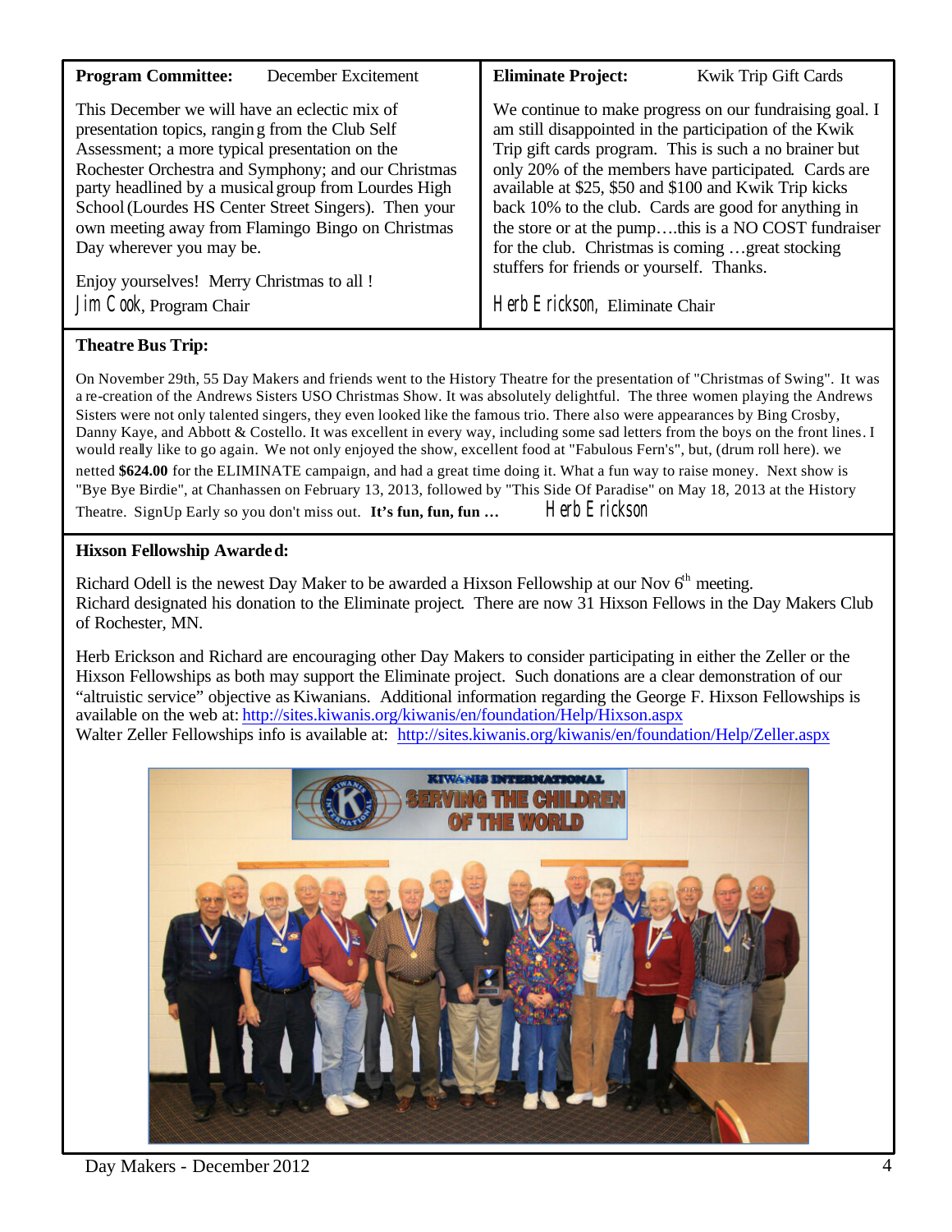**Program Committee:** December Excitement

This December we will have an eclectic mix of presentation topics, ranging from the Club Self Assessment; a more typical presentation on the Rochester Orchestra and Symphony; and our Christmas party headlined by a musical group from Lourdes High School (Lourdes HS Center Street Singers). Then your own meeting away from Flamingo Bingo on Christmas Day wherever you may be.

Enjoy yourselves! Merry Christmas to all !

*Jim Cook*, Program Chair

**Eliminate Project:** Kwik Trip Gift Cards

We continue to make progress on our fundraising goal. I am still disappointed in the participation of the Kwik Trip gift cards program. This is such a no brainer but only 20% of the members have participated. Cards are available at $25, $50 and $100 and Kwik Trip kicks back 10% to the club. Cards are good for anything in the store or at the pump….this is a NO COST fundraiser for the club. Christmas is coming …great stocking stuffers for friends or yourself. Thanks.

*Herb Erickson*, Eliminate Chair

**Theatre Bus Trip:**

On November 29th, 55 Day Makers and friends went to the History Theatre for the presentation of "Christmas of Swing". It was a re-creation of the Andrews Sisters USO Christmas Show. It was absolutely delightful. The three women playing the Andrews Sisters were not only talented singers, they even looked like the famous trio. There also were appearances by Bing Crosby, Danny Kaye, and Abbott & Costello. It was excellent in every way, including some sad letters from the boys on the front lines. I would really like to go again. We not only enjoyed the show, excellent food at "Fabulous Fern's", but, (drum roll here). we netted **$624.00** for the ELIMINATE campaign, and had a great time doing it. What a fun way to raise money. Next show is "Bye Bye Birdie", at Chanhassen on February 13, 2013, followed by "This Side Of Paradise" on May 18, 2013 at the History Theatre. SignUp Early so you don't miss out. **It's fun, fun, fun …** *Herb Erickson*

**Hixson Fellowship Awarded:**

Richard Odell is the newest Day Maker to be awarded a Hixson Fellowship at our Nov 6th meeting.
Richard designated his donation to the Eliminate project. There are now 31 Hixson Fellows in the Day Makers Club of Rochester, MN.

Herb Erickson and Richard are encouraging other Day Makers to consider participating in either the Zeller or the Hixson Fellowships as both may support the Eliminate project. Such donations are a clear demonstration of our "altruistic service" objective as Kiwanians. Additional information regarding the George F. Hixson Fellowships is available on the web at: http://sites.kiwanis.org/kiwanis/en/foundation/Help/Hixson.aspx
Walter Zeller Fellowships info is available at: http://sites.kiwanis.org/kiwanis/en/foundation/Help/Zeller.aspx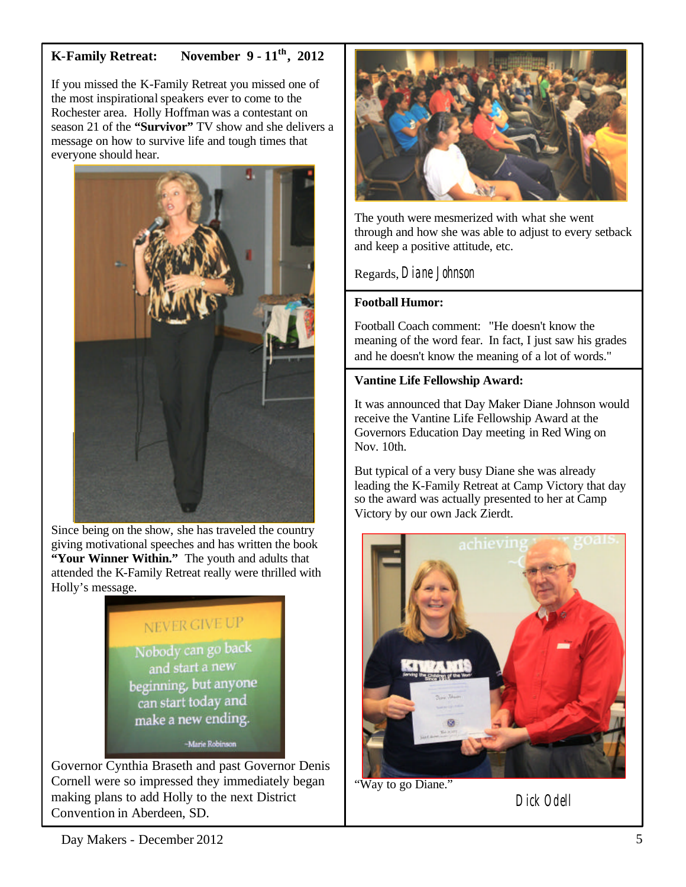**K-Family Retreat: November 9 - 11th, 2012**

If you missed the K-Family Retreat you missed one of the most inspirational speakers ever to come to the Rochester area. Holly Hoffman was a contestant on season 21 of the **"Survivor"** TV show and she delivers a message on how to survive life and tough times that everyone should hear.

Since being on the show, she has traveled the country giving motivational speeches and has written the book **"Your Winner Within."** The youth and adults that attended the K-Family Retreat really were thrilled with Holly's message.

Governor Cynthia Braseth and past Governor Denis Cornell were so impressed they immediately began making plans to add Holly to the next District Convention in Aberdeen, SD.

The youth were mesmerized with what she went through and how she was able to adjust to every setback and keep a positive attitude, etc.

Regards, Diane Johnson

**Football Humor:**

Football Coach comment: "He doesn't know the meaning of the word fear. In fact, I just saw his grades and he doesn't know the meaning of a lot of words."

**Vantine Life Fellowship Award:**

It was announced that Day Maker Diane Johnson would receive the Vantine Life Fellowship Award at the Governors Education Day meeting in Red Wing on Nov. 10th.

But typical of a very busy Diane she was already leading the K-Family Retreat at Camp Victory that day so the award was actually presented to her at Camp Victory by our own Jack Zierdt.

"Way to go Diane."

Dick Odell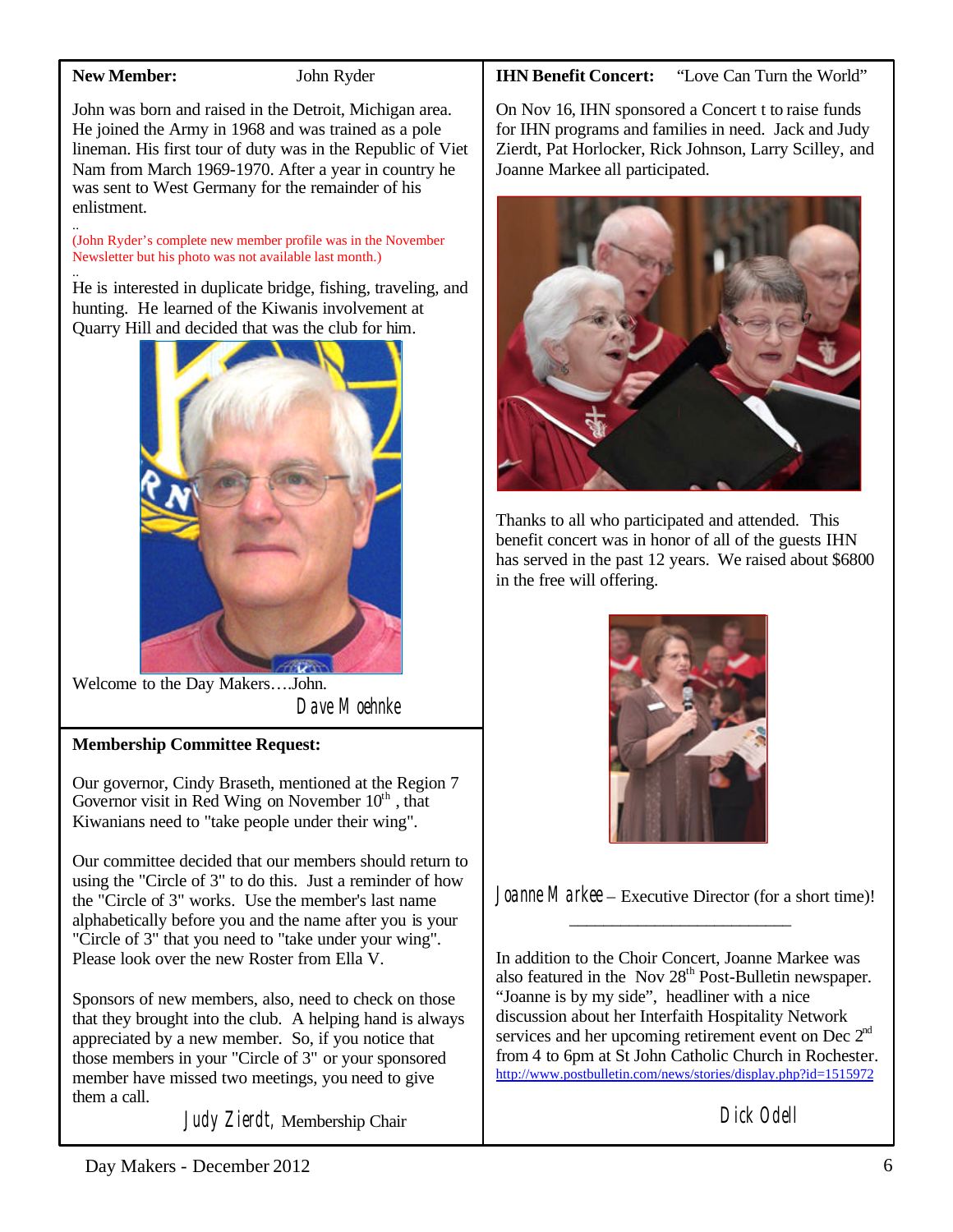**New Member:** John Ryder

John was born and raised in the Detroit, Michigan area. He joined the Army in 1968 and was trained as a pole lineman. His first tour of duty was in the Republic of Viet Nam from March 1969-1970. After a year in country he was sent to West Germany for the remainder of his enlistment.

(John Ryder's complete new member profile was in the November Newsletter but his photo was not available last month.)

He is interested in duplicate bridge, fishing, traveling, and hunting. He learned of the Kiwanis involvement at Quarry Hill and decided that was the club for him.

Welcome to the Day Makers….John.

Dave Moehnke

**Membership Committee Request:**

Our governor, Cindy Braseth, mentioned at the Region 7 Governor visit in Red Wing on November 10th , that Kiwanians need to "take people under their wing".

Our committee decided that our members should return to using the "Circle of 3" to do this. Just a reminder of how the "Circle of 3" works. Use the member's last name alphabetically before you and the name after you is your "Circle of 3" that you need to "take under your wing". Please look over the new Roster from Ella V.

Sponsors of new members, also, need to check on those that they brought into the club. A helping hand is always appreciated by a new member. So, if you notice that those members in your "Circle of 3" or your sponsored member have missed two meetings, you need to give them a call.

Judy Zierdt, Membership Chair

**IHN Benefit Concert:** "Love Can Turn the World"

On Nov 16, IHN sponsored a Concert t to raise funds for IHN programs and families in need. Jack and Judy Zierdt, Pat Horlocker, Rick Johnson, Larry Scilley, and Joanne Markee all participated.

Thanks to all who participated and attended. This benefit concert was in honor of all of the guests IHN has served in the past 12 years. We raised about $6800 in the free will offering.

Joanne Markee – Executive Director (for a short time)!

---

In addition to the Choir Concert, Joanne Markee was also featured in the Nov 28th Post-Bulletin newspaper. "Joanne is by my side", headliner with a nice discussion about her Interfaith Hospitality Network services and her upcoming retirement event on Dec 2nd from 4 to 6pm at St John Catholic Church in Rochester.
http://www.postbulletin.com/news/stories/display.php?id=1515972

Dick Odell